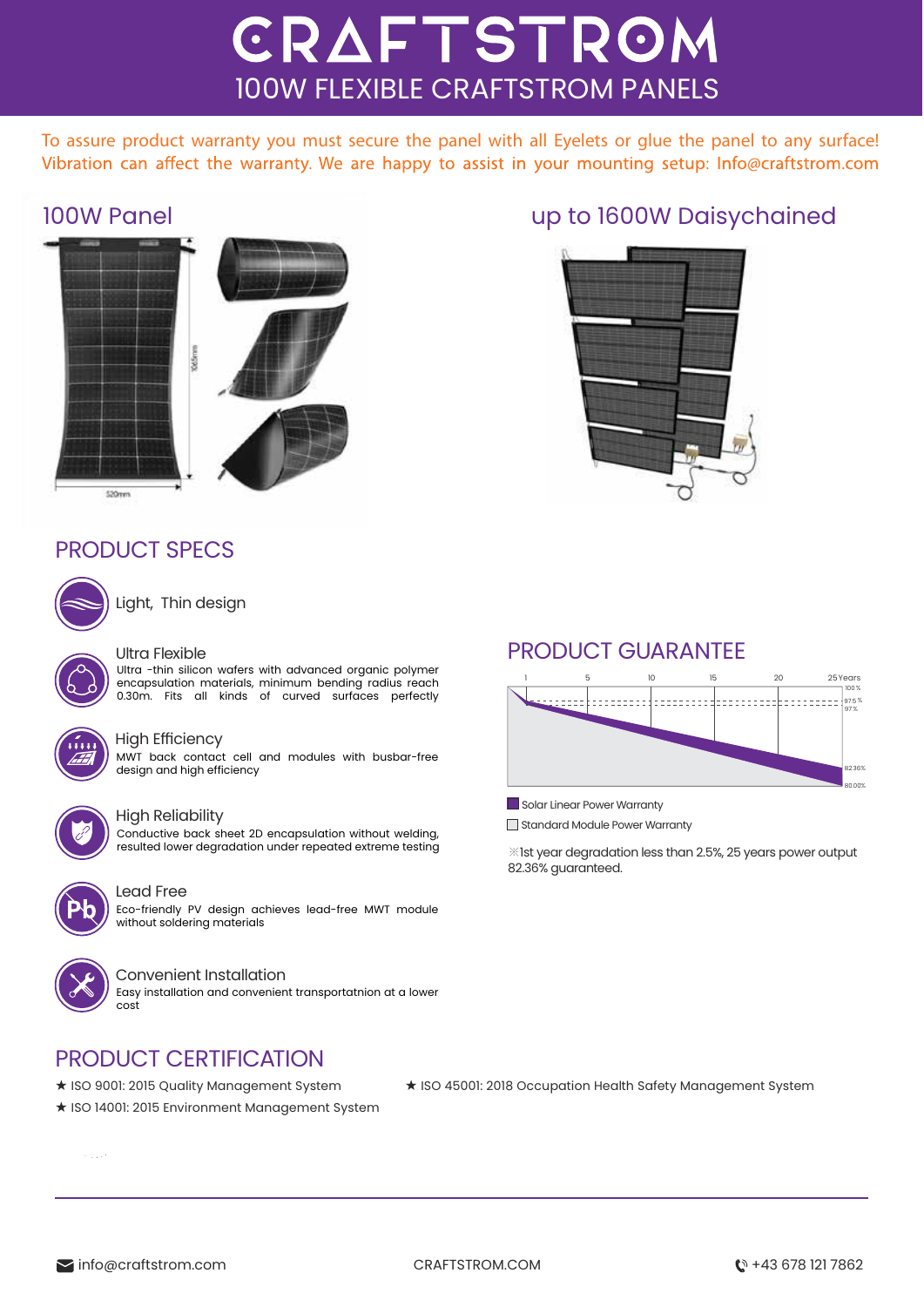# CRAFTSTROM

## 100W FLEXIBLE CRAFTSTROM PANELS

To assure product warranty you must secure the panel with all Eyelets or glue the panel to any surface! Vibration can affect the warranty. We are happy to assist in your mounting setup: Info@craftstrom.com

### 100W Panel

1065mm

520mm

### up to 1600W Daisychained

## PRODUCT SPECS

**Light, Thin design**

**Ultra Flexible**
Ultra -thin silicon wafers with advanced organic polymer encapsulation materials, minimum bending radius reach 0.30m. Fits all kinds of curved surfaces perfectly

**High Efficiency**
MWT back contact cell and modules with busbar-free design and high efficiency

**High Reliability**
Conductive back sheet 2D encapsulation without welding, resulted lower degradation under repeated extreme testing

**Lead Free**
Eco-friendly PV design achieves lead-free MWT module without soldering materials

**Convenient Installation**
Easy installation and convenient transportatnion at a lower cost

## PRODUCT GUARANTEE

1 5 10 15 20 25 Years

100 %, 97.5 %, 97 %, 82.36%, 80.00%

Solar Linear Power Warranty

Standard Module Power Warranty

※1st year degradation less than 2.5%, 25 years power output 82.36% guaranteed.

## PRODUCT CERTIFICATION

- ★ ISO 9001: 2015 Quality Management System
- ★ ISO 14001: 2015 Environment Management System
- ★ ISO 45001: 2018 Occupation Health Safety Management System

info@craftstrom.com CRAFTSTROM.COM +43 678 121 7862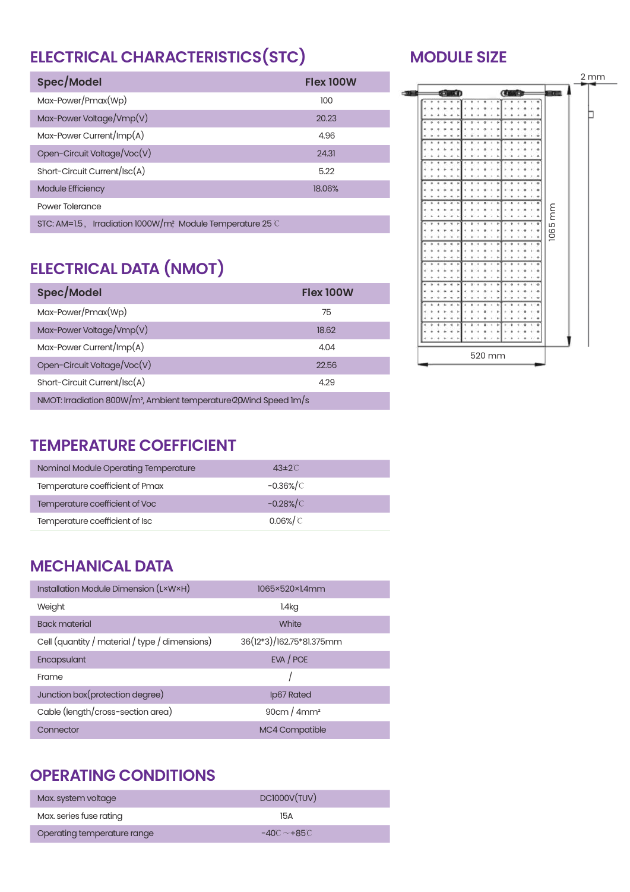## ELECTRICAL CHARACTERISTICS(STC)

| Spec/Model | Flex 100W |
|---|---|
| Max-Power/Pmax(Wp) | 100 |
| Max-Power Voltage/Vmp(V) | 20.23 |
| Max-Power Current/Imp(A) | 4.96 |
| Open-Circuit Voltage/Voc(V) | 24.31 |
| Short-Circuit Current/Isc(A) | 5.22 |
| Module Efficiency | 18.06% |
| Power Tolerance | |
| STC: AM=1.5， Irradiation 1000W/m²， Module Temperature 25 ℃ | |

## ELECTRICAL DATA (NMOT)

| Spec/Model | Flex 100W |
|---|---|
| Max-Power/Pmax(Wp) | 75 |
| Max-Power Voltage/Vmp(V) | 18.62 |
| Max-Power Current/Imp(A) | 4.04 |
| Open-Circuit Voltage/Voc(V) | 22.56 |
| Short-Circuit Current/Isc(A) | 4.29 |
| NMOT: Irradiation 800W/m², Ambient temperature 20, Wind Speed 1m/s | |

## TEMPERATURE COEFFICIENT

| | |
|---|---|
| Nominal Module Operating Temperature | 43±2℃ |
| Temperature coefficient of Pmax | -0.36%/℃ |
| Temperature coefficient of Voc | -0.28%/℃ |
| Temperature coefficient of Isc | 0.06%/ ℃ |

## MECHANICAL DATA

| | |
|---|---|
| Installation Module Dimension (L×W×H) | 1065×520×1.4mm |
| Weight | 1.4kg |
| Back material | White |
| Cell (quantity / material / type / dimensions) | 36(12*3)/162.75*81.375mm |
| Encapsulant | EVA / POE |
| Frame | / |
| Junction box(protection degree) | Ip67 Rated |
| Cable (length/cross-section area) | 90cm / 4mm² |
| Connector | MC4 Compatible |

## OPERATING CONDITIONS

| | |
|---|---|
| Max. system voltage | DC1000V(TUV) |
| Max. series fuse rating | 15A |
| Operating temperature range | -40℃ ~+85℃ |

## MODULE SIZE

2 mm

1065 mm

520 mm